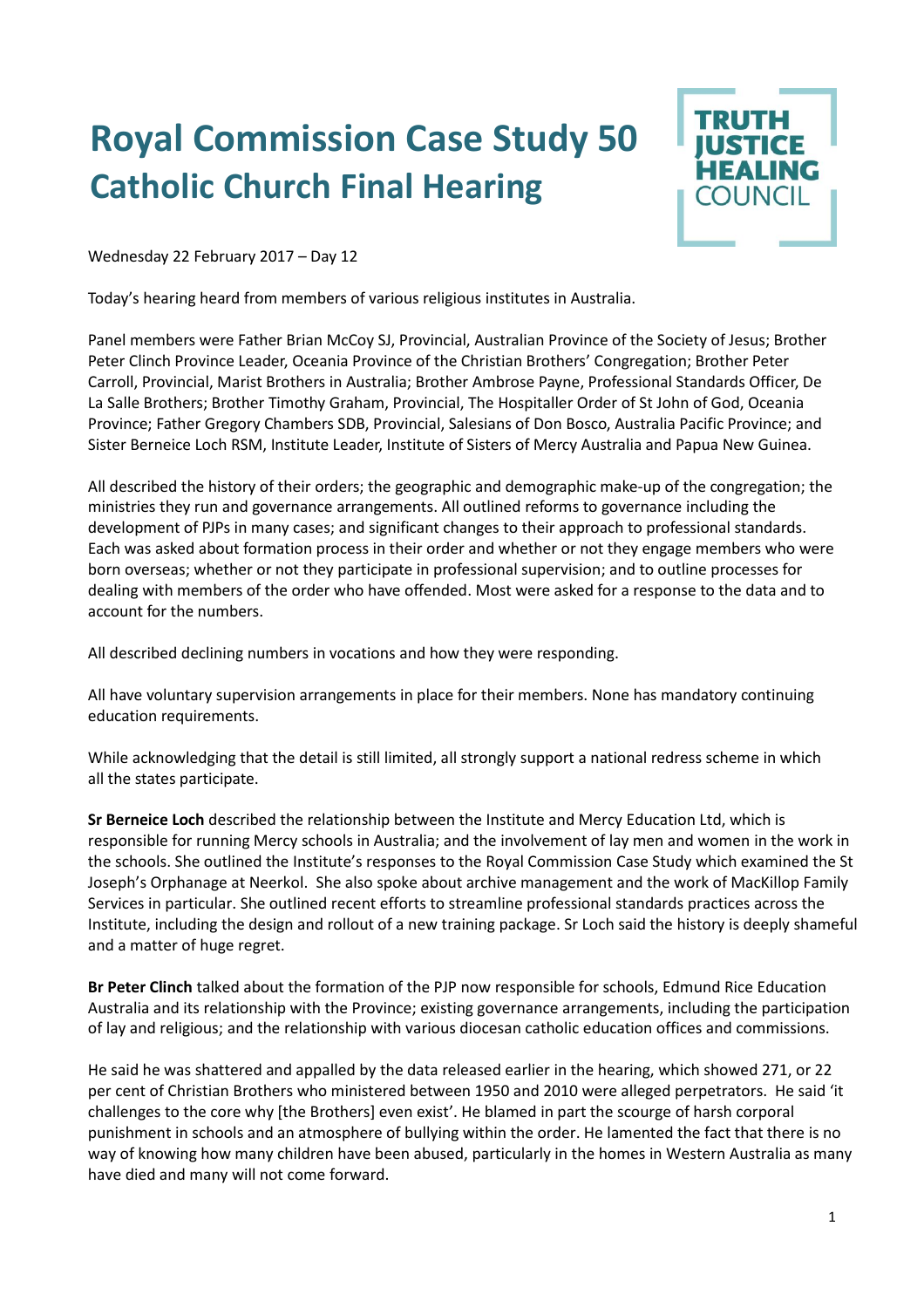# Royal Commission Case Study 50
## Catholic Church Final Hearing

TRUTH JUSTICE HEALING COUNCIL

Wednesday 22 February 2017 – Day 12

Today's hearing heard from members of various religious institutes in Australia.

Panel members were Father Brian McCoy SJ, Provincial, Australian Province of the Society of Jesus; Brother Peter Clinch Province Leader, Oceania Province of the Christian Brothers' Congregation; Brother Peter Carroll, Provincial, Marist Brothers in Australia; Brother Ambrose Payne, Professional Standards Officer, De La Salle Brothers; Brother Timothy Graham, Provincial, The Hospitaller Order of St John of God, Oceania Province; Father Gregory Chambers SDB, Provincial, Salesians of Don Bosco, Australia Pacific Province; and Sister Berneice Loch RSM, Institute Leader, Institute of Sisters of Mercy Australia and Papua New Guinea.

All described the history of their orders; the geographic and demographic make-up of the congregation; the ministries they run and governance arrangements. All outlined reforms to governance including the development of PJPs in many cases; and significant changes to their approach to professional standards. Each was asked about formation process in their order and whether or not they engage members who were born overseas; whether or not they participate in professional supervision; and to outline processes for dealing with members of the order who have offended. Most were asked for a response to the data and to account for the numbers.

All described declining numbers in vocations and how they were responding.

All have voluntary supervision arrangements in place for their members. None has mandatory continuing education requirements.

While acknowledging that the detail is still limited, all strongly support a national redress scheme in which all the states participate.

**Sr Berneice Loch** described the relationship between the Institute and Mercy Education Ltd, which is responsible for running Mercy schools in Australia; and the involvement of lay men and women in the work in the schools. She outlined the Institute's responses to the Royal Commission Case Study which examined the St Joseph's Orphanage at Neerkol. She also spoke about archive management and the work of MacKillop Family Services in particular. She outlined recent efforts to streamline professional standards practices across the Institute, including the design and rollout of a new training package. Sr Loch said the history is deeply shameful and a matter of huge regret.

**Br Peter Clinch** talked about the formation of the PJP now responsible for schools, Edmund Rice Education Australia and its relationship with the Province; existing governance arrangements, including the participation of lay and religious; and the relationship with various diocesan catholic education offices and commissions.

He said he was shattered and appalled by the data released earlier in the hearing, which showed 271, or 22 per cent of Christian Brothers who ministered between 1950 and 2010 were alleged perpetrators. He said 'it challenges to the core why [the Brothers] even exist'. He blamed in part the scourge of harsh corporal punishment in schools and an atmosphere of bullying within the order. He lamented the fact that there is no way of knowing how many children have been abused, particularly in the homes in Western Australia as many have died and many will not come forward.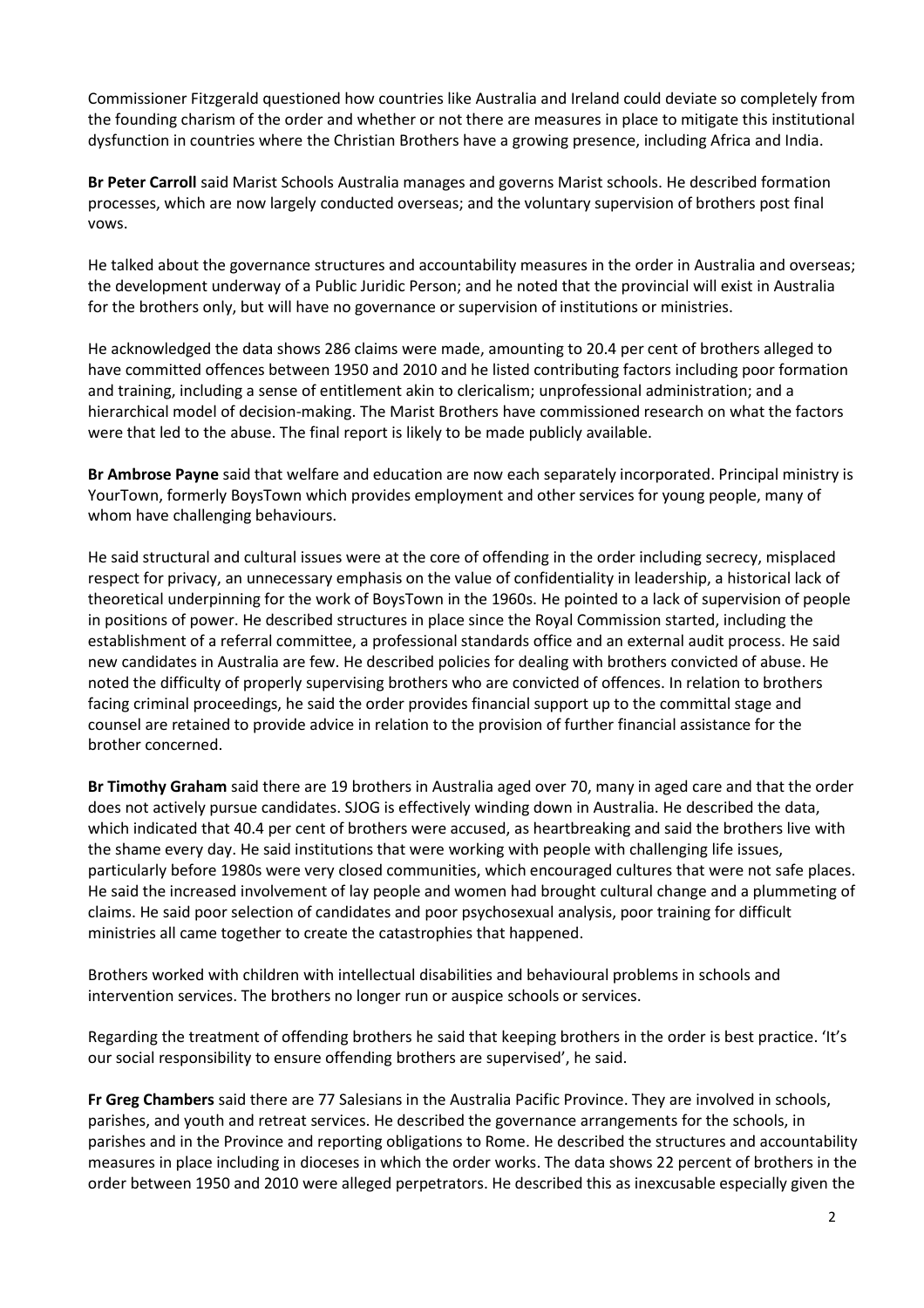Commissioner Fitzgerald questioned how countries like Australia and Ireland could deviate so completely from the founding charism of the order and whether or not there are measures in place to mitigate this institutional dysfunction in countries where the Christian Brothers have a growing presence, including Africa and India.

**Br Peter Carroll** said Marist Schools Australia manages and governs Marist schools. He described formation processes, which are now largely conducted overseas; and the voluntary supervision of brothers post final vows.

He talked about the governance structures and accountability measures in the order in Australia and overseas; the development underway of a Public Juridic Person; and he noted that the provincial will exist in Australia for the brothers only, but will have no governance or supervision of institutions or ministries.

He acknowledged the data shows 286 claims were made, amounting to 20.4 per cent of brothers alleged to have committed offences between 1950 and 2010 and he listed contributing factors including poor formation and training, including a sense of entitlement akin to clericalism; unprofessional administration; and a hierarchical model of decision-making. The Marist Brothers have commissioned research on what the factors were that led to the abuse. The final report is likely to be made publicly available.

**Br Ambrose Payne** said that welfare and education are now each separately incorporated. Principal ministry is YourTown, formerly BoysTown which provides employment and other services for young people, many of whom have challenging behaviours.

He said structural and cultural issues were at the core of offending in the order including secrecy, misplaced respect for privacy, an unnecessary emphasis on the value of confidentiality in leadership, a historical lack of theoretical underpinning for the work of BoysTown in the 1960s. He pointed to a lack of supervision of people in positions of power. He described structures in place since the Royal Commission started, including the establishment of a referral committee, a professional standards office and an external audit process. He said new candidates in Australia are few. He described policies for dealing with brothers convicted of abuse. He noted the difficulty of properly supervising brothers who are convicted of offences. In relation to brothers facing criminal proceedings, he said the order provides financial support up to the committal stage and counsel are retained to provide advice in relation to the provision of further financial assistance for the brother concerned.

**Br Timothy Graham** said there are 19 brothers in Australia aged over 70, many in aged care and that the order does not actively pursue candidates. SJOG is effectively winding down in Australia. He described the data, which indicated that 40.4 per cent of brothers were accused, as heartbreaking and said the brothers live with the shame every day. He said institutions that were working with people with challenging life issues, particularly before 1980s were very closed communities, which encouraged cultures that were not safe places. He said the increased involvement of lay people and women had brought cultural change and a plummeting of claims. He said poor selection of candidates and poor psychosexual analysis, poor training for difficult ministries all came together to create the catastrophies that happened.

Brothers worked with children with intellectual disabilities and behavioural problems in schools and intervention services. The brothers no longer run or auspice schools or services.

Regarding the treatment of offending brothers he said that keeping brothers in the order is best practice. 'It's our social responsibility to ensure offending brothers are supervised', he said.

**Fr Greg Chambers** said there are 77 Salesians in the Australia Pacific Province. They are involved in schools, parishes, and youth and retreat services. He described the governance arrangements for the schools, in parishes and in the Province and reporting obligations to Rome. He described the structures and accountability measures in place including in dioceses in which the order works. The data shows 22 percent of brothers in the order between 1950 and 2010 were alleged perpetrators. He described this as inexcusable especially given the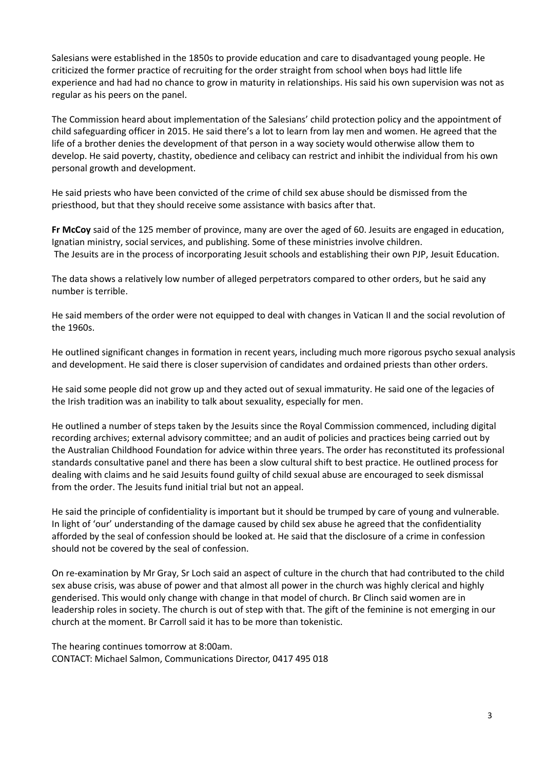Salesians were established in the 1850s to provide education and care to disadvantaged young people. He criticized the former practice of recruiting for the order straight from school when boys had little life experience and had had no chance to grow in maturity in relationships. His said his own supervision was not as regular as his peers on the panel.

The Commission heard about implementation of the Salesians' child protection policy and the appointment of child safeguarding officer in 2015. He said there's a lot to learn from lay men and women. He agreed that the life of a brother denies the development of that person in a way society would otherwise allow them to develop. He said poverty, chastity, obedience and celibacy can restrict and inhibit the individual from his own personal growth and development.

He said priests who have been convicted of the crime of child sex abuse should be dismissed from the priesthood, but that they should receive some assistance with basics after that.

**Fr McCoy** said of the 125 member of province, many are over the aged of 60. Jesuits are engaged in education, Ignatian ministry, social services, and publishing. Some of these ministries involve children. The Jesuits are in the process of incorporating Jesuit schools and establishing their own PJP, Jesuit Education.

The data shows a relatively low number of alleged perpetrators compared to other orders, but he said any number is terrible.

He said members of the order were not equipped to deal with changes in Vatican II and the social revolution of the 1960s.

He outlined significant changes in formation in recent years, including much more rigorous psycho sexual analysis and development. He said there is closer supervision of candidates and ordained priests than other orders.

He said some people did not grow up and they acted out of sexual immaturity. He said one of the legacies of the Irish tradition was an inability to talk about sexuality, especially for men.

He outlined a number of steps taken by the Jesuits since the Royal Commission commenced, including digital recording archives; external advisory committee; and an audit of policies and practices being carried out by the Australian Childhood Foundation for advice within three years. The order has reconstituted its professional standards consultative panel and there has been a slow cultural shift to best practice. He outlined process for dealing with claims and he said Jesuits found guilty of child sexual abuse are encouraged to seek dismissal from the order. The Jesuits fund initial trial but not an appeal.

He said the principle of confidentiality is important but it should be trumped by care of young and vulnerable. In light of 'our' understanding of the damage caused by child sex abuse he agreed that the confidentiality afforded by the seal of confession should be looked at. He said that the disclosure of a crime in confession should not be covered by the seal of confession.

On re-examination by Mr Gray, Sr Loch said an aspect of culture in the church that had contributed to the child sex abuse crisis, was abuse of power and that almost all power in the church was highly clerical and highly genderised. This would only change with change in that model of church. Br Clinch said women are in leadership roles in society. The church is out of step with that. The gift of the feminine is not emerging in our church at the moment. Br Carroll said it has to be more than tokenistic.

The hearing continues tomorrow at 8:00am.
CONTACT: Michael Salmon, Communications Director, 0417 495 018